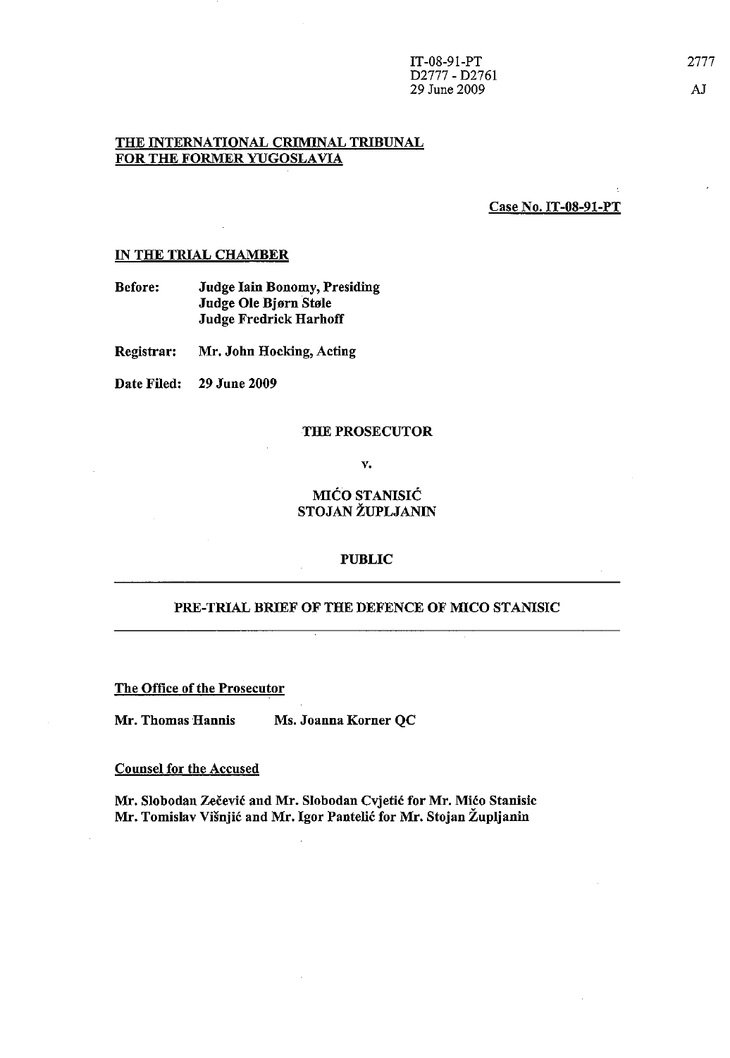IT-08-91-PT
D2777 - D2761
29 June 2009

2777

AJ

**THE INTERNATIONAL CRIMINAL TRIBUNAL FOR THE FORMER YUGOSLAVIA**

**Case No. IT-08-91-PT**

**IN THE TRIAL CHAMBER**

**Before:** **Judge Iain Bonomy, Presiding**
**Judge Ole Bjørn Støle**
**Judge Fredrick Harhoff**

**Registrar:** **Mr. John Hocking, Acting**

**Date Filed:** **29 June 2009**

**THE PROSECUTOR**

**v.**

**MIĆO STANISIĆ**
**STOJAN ŽUPLJANIN**

**PUBLIC**

---

**PRE-TRIAL BRIEF OF THE DEFENCE OF MICO STANISIC**

---

**The Office of the Prosecutor**

**Mr. Thomas Hannis** **Ms. Joanna Korner QC**

**Counsel for the Accused**

**Mr. Slobodan Zečević and Mr. Slobodan Cvjetić for Mr. Mićo Stanisic**
**Mr. Tomislav Višnjić and Mr. Igor Pantelić for Mr. Stojan Župljanin**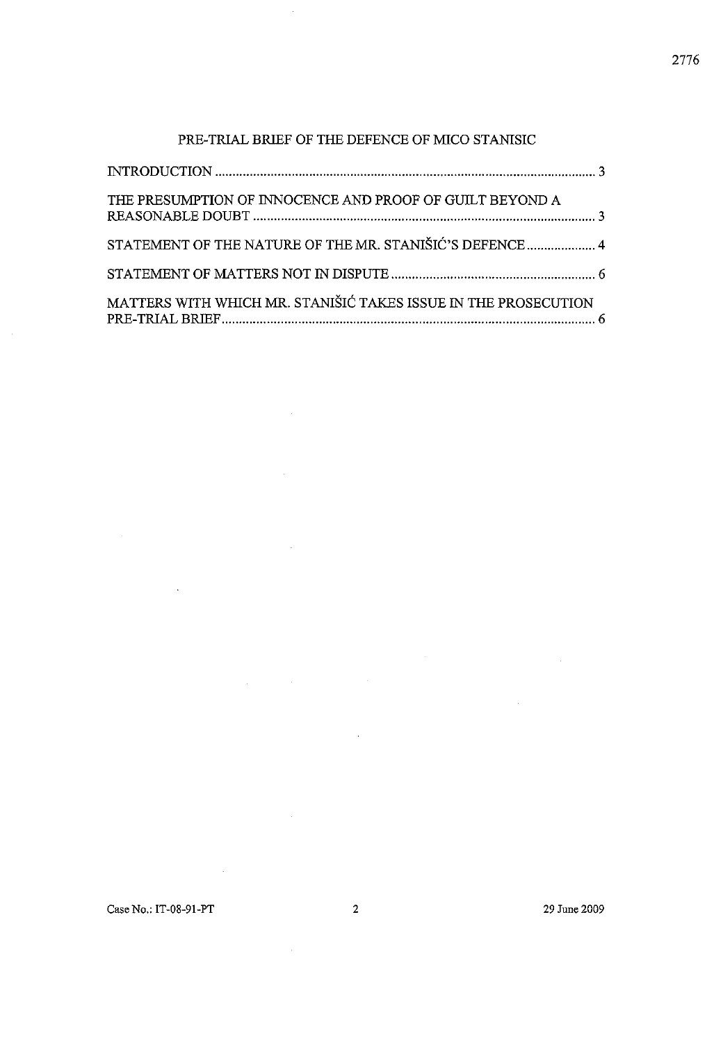## PRE-TRIAL BRIEF OF THE DEFENCE OF MICO STANISIC

INTRODUCTION ............................................................................................................ 3

THE PRESUMPTION OF INNOCENCE AND PROOF OF GUILT BEYOND A REASONABLE DOUBT .................................................................................................. 3

STATEMENT OF THE NATURE OF THE MR. STANIŠIĆ'S DEFENCE .................... 4

STATEMENT OF MATTERS NOT IN DISPUTE ........................................................... 6

MATTERS WITH WHICH MR. STANIŠIĆ TAKES ISSUE IN THE PROSECUTION PRE-TRIAL BRIEF ........................................................................................................... 6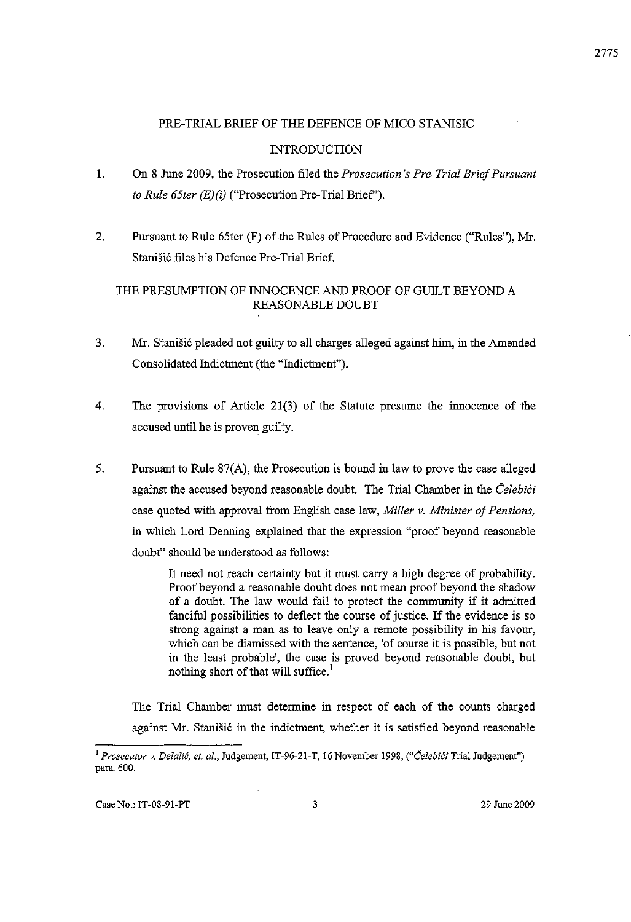PRE-TRIAL BRIEF OF THE DEFENCE OF MICO STANISIC

INTRODUCTION

1. On 8 June 2009, the Prosecution filed the *Prosecution's Pre-Trial Brief Pursuant to Rule 65ter (E)(i)* ("Prosecution Pre-Trial Brief").

2. Pursuant to Rule 65ter (F) of the Rules of Procedure and Evidence ("Rules"), Mr. Stanišić files his Defence Pre-Trial Brief.

THE PRESUMPTION OF INNOCENCE AND PROOF OF GUILT BEYOND A REASONABLE DOUBT

3. Mr. Stanišić pleaded not guilty to all charges alleged against him, in the Amended Consolidated Indictment (the "Indictment").

4. The provisions of Article 21(3) of the Statute presume the innocence of the accused until he is proven guilty.

5. Pursuant to Rule 87(A), the Prosecution is bound in law to prove the case alleged against the accused beyond reasonable doubt. The Trial Chamber in the *Čelebići* case quoted with approval from English case law, *Miller v. Minister of Pensions,* in which Lord Denning explained that the expression "proof beyond reasonable doubt" should be understood as follows:

> It need not reach certainty but it must carry a high degree of probability. Proof beyond a reasonable doubt does not mean proof beyond the shadow of a doubt. The law would fail to protect the community if it admitted fanciful possibilities to deflect the course of justice. If the evidence is so strong against a man as to leave only a remote possibility in his favour, which can be dismissed with the sentence, 'of course it is possible, but not in the least probable', the case is proved beyond reasonable doubt, but nothing short of that will suffice.[1]

The Trial Chamber must determine in respect of each of the counts charged against Mr. Stanišić in the indictment, whether it is satisfied beyond reasonable

---

[1] *Prosecutor v. Delalić, et. al.,* Judgement, IT-96-21-T, 16 November 1998, ("*Čelebići* Trial Judgement") para. 600.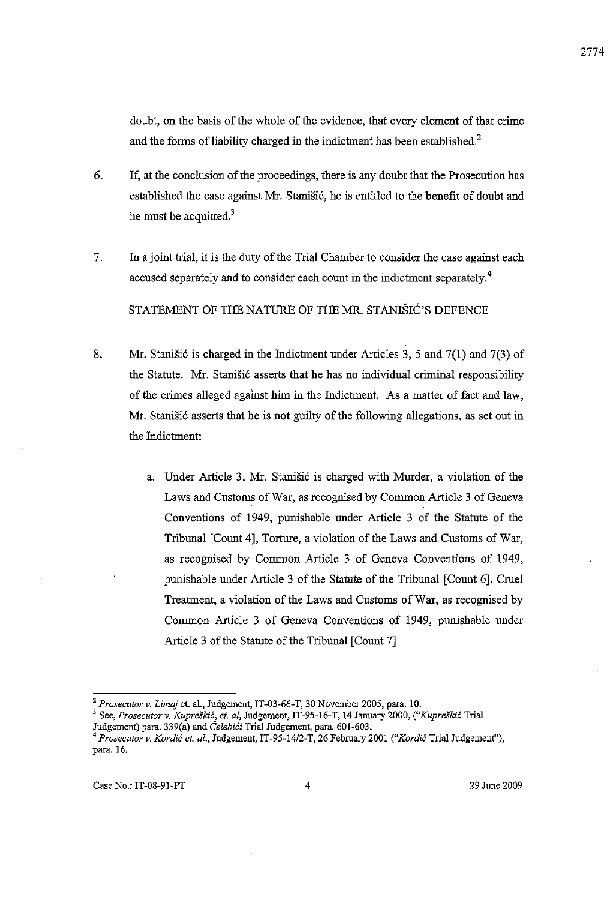doubt, on the basis of the whole of the evidence, that every element of that crime and the forms of liability charged in the indictment has been established.[2]

6. If, at the conclusion of the proceedings, there is any doubt that the Prosecution has established the case against Mr. Stanišić, he is entitled to the benefit of doubt and he must be acquitted.[3]

7. In a joint trial, it is the duty of the Trial Chamber to consider the case against each accused separately and to consider each count in the indictment separately.[4]

STATEMENT OF THE NATURE OF THE MR. STANIŠIĆ'S DEFENCE

8. Mr. Stanišić is charged in the Indictment under Articles 3, 5 and 7(1) and 7(3) of the Statute. Mr. Stanišić asserts that he has no individual criminal responsibility of the crimes alleged against him in the Indictment. As a matter of fact and law, Mr. Stanišić asserts that he is not guilty of the following allegations, as set out in the Indictment:

   a. Under Article 3, Mr. Stanišić is charged with Murder, a violation of the Laws and Customs of War, as recognised by Common Article 3 of Geneva Conventions of 1949, punishable under Article 3 of the Statute of the Tribunal [Count 4], Torture, a violation of the Laws and Customs of War, as recognised by Common Article 3 of Geneva Conventions of 1949, punishable under Article 3 of the Statute of the Tribunal [Count 6], Cruel Treatment, a violation of the Laws and Customs of War, as recognised by Common Article 3 of Geneva Conventions of 1949, punishable under Article 3 of the Statute of the Tribunal [Count 7]

---

[2] *Prosecutor v. Limaj* et. al., Judgement, IT-03-66-T, 30 November 2005, para. 10.

[3] See, *Prosecutor v. Kupreškić, et. al*, Judgement, IT-95-16-T, 14 January 2000, ("*Kupreškić* Trial Judgement) para. 339(a) and *Čelebići* Trial Judgement, para. 601-603.

[4] *Prosecutor v. Kordić et. al.*, Judgement, IT-95-14/2-T, 26 February 2001 ("*Kordić* Trial Judgement"), para. 16.

Case No.: IT-08-91-PT 29 June 2009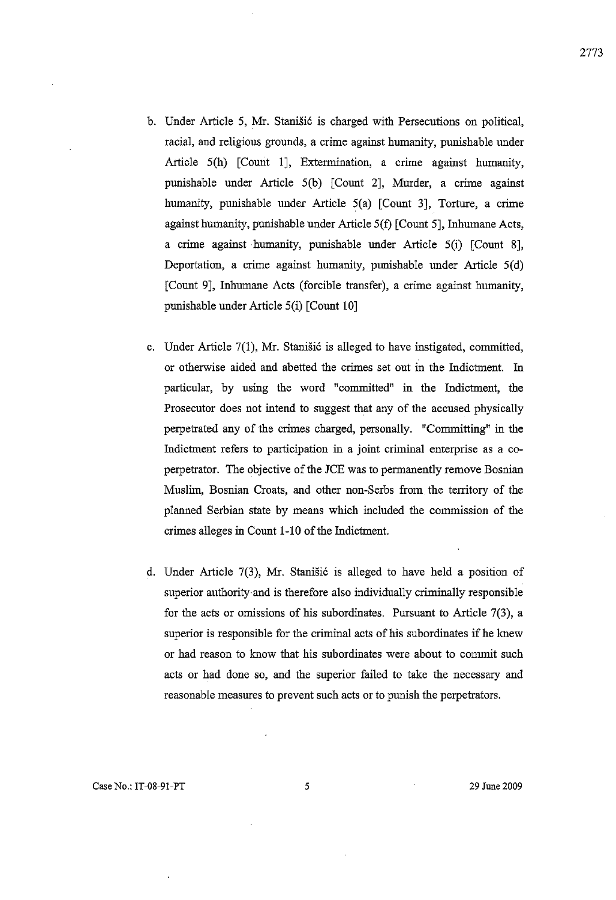b. Under Article 5, Mr. Stanišić is charged with Persecutions on political, racial, and religious grounds, a crime against humanity, punishable under Article 5(h) [Count 1], Extermination, a crime against humanity, punishable under Article 5(b) [Count 2], Murder, a crime against humanity, punishable under Article 5(a) [Count 3], Torture, a crime against humanity, punishable under Article 5(f) [Count 5], Inhumane Acts, a crime against humanity, punishable under Article 5(i) [Count 8], Deportation, a crime against humanity, punishable under Article 5(d) [Count 9], Inhumane Acts (forcible transfer), a crime against humanity, punishable under Article 5(i) [Count 10]

c. Under Article 7(1), Mr. Stanišić is alleged to have instigated, committed, or otherwise aided and abetted the crimes set out in the Indictment. In particular, by using the word "committed" in the Indictment, the Prosecutor does not intend to suggest that any of the accused physically perpetrated any of the crimes charged, personally. "Committing" in the Indictment refers to participation in a joint criminal enterprise as a co-perpetrator. The objective of the JCE was to permanently remove Bosnian Muslim, Bosnian Croats, and other non-Serbs from the territory of the planned Serbian state by means which included the commission of the crimes alleges in Count 1-10 of the Indictment.

d. Under Article 7(3), Mr. Stanišić is alleged to have held a position of superior authority and is therefore also individually criminally responsible for the acts or omissions of his subordinates. Pursuant to Article 7(3), a superior is responsible for the criminal acts of his subordinates if he knew or had reason to know that his subordinates were about to commit such acts or had done so, and the superior failed to take the necessary and reasonable measures to prevent such acts or to punish the perpetrators.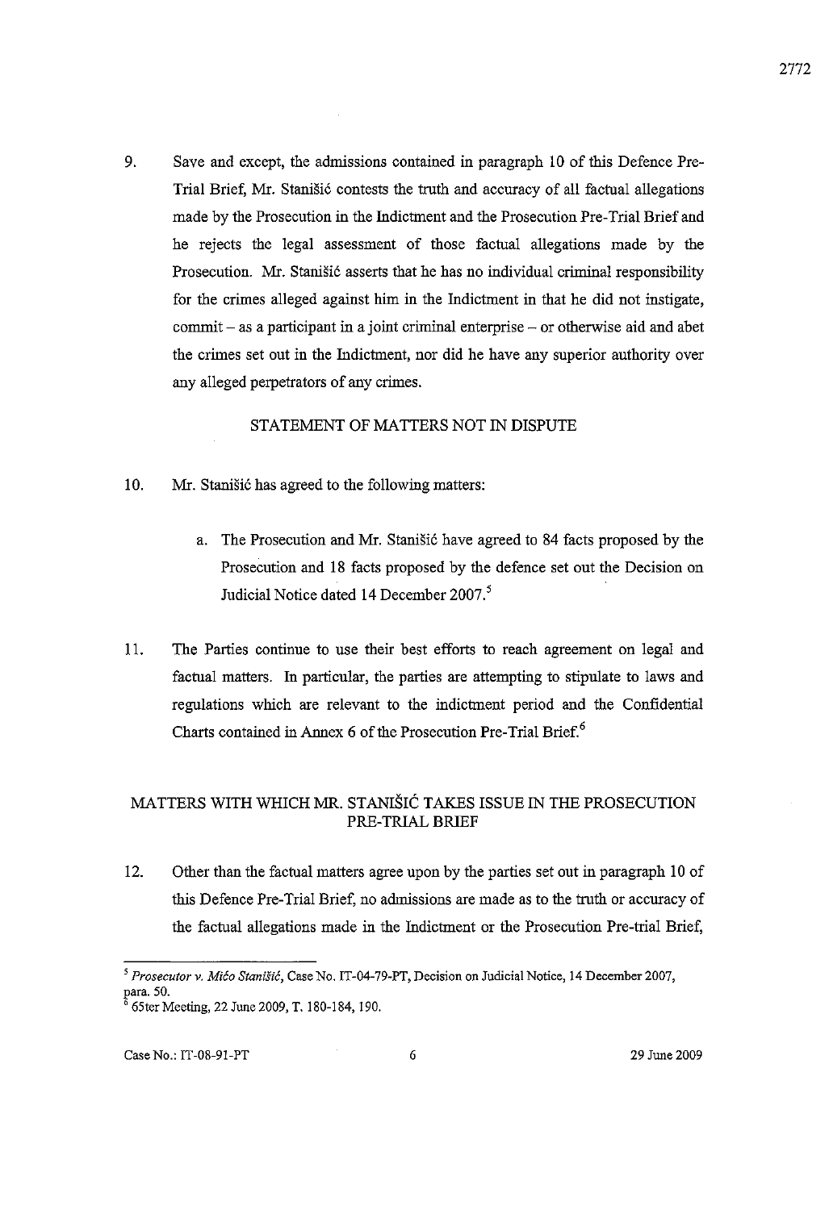9. Save and except, the admissions contained in paragraph 10 of this Defence Pre-Trial Brief, Mr. Stanišić contests the truth and accuracy of all factual allegations made by the Prosecution in the Indictment and the Prosecution Pre-Trial Brief and he rejects the legal assessment of those factual allegations made by the Prosecution. Mr. Stanišić asserts that he has no individual criminal responsibility for the crimes alleged against him in the Indictment in that he did not instigate, commit – as a participant in a joint criminal enterprise – or otherwise aid and abet the crimes set out in the Indictment, nor did he have any superior authority over any alleged perpetrators of any crimes.

## STATEMENT OF MATTERS NOT IN DISPUTE

10. Mr. Stanišić has agreed to the following matters:

   a. The Prosecution and Mr. Stanišić have agreed to 84 facts proposed by the Prosecution and 18 facts proposed by the defence set out the Decision on Judicial Notice dated 14 December 2007.[5]

11. The Parties continue to use their best efforts to reach agreement on legal and factual matters. In particular, the parties are attempting to stipulate to laws and regulations which are relevant to the indictment period and the Confidential Charts contained in Annex 6 of the Prosecution Pre-Trial Brief.[6]

## MATTERS WITH WHICH MR. STANIŠIĆ TAKES ISSUE IN THE PROSECUTION PRE-TRIAL BRIEF

12. Other than the factual matters agree upon by the parties set out in paragraph 10 of this Defence Pre-Trial Brief, no admissions are made as to the truth or accuracy of the factual allegations made in the Indictment or the Prosecution Pre-trial Brief,

---

[5] *Prosecutor v. Mićo Stanišić*, Case No. IT-04-79-PT, Decision on Judicial Notice, 14 December 2007, para. 50.

[6] 65ter Meeting, 22 June 2009, T. 180-184, 190.

Case No.: IT-08-91-PT 29 June 2009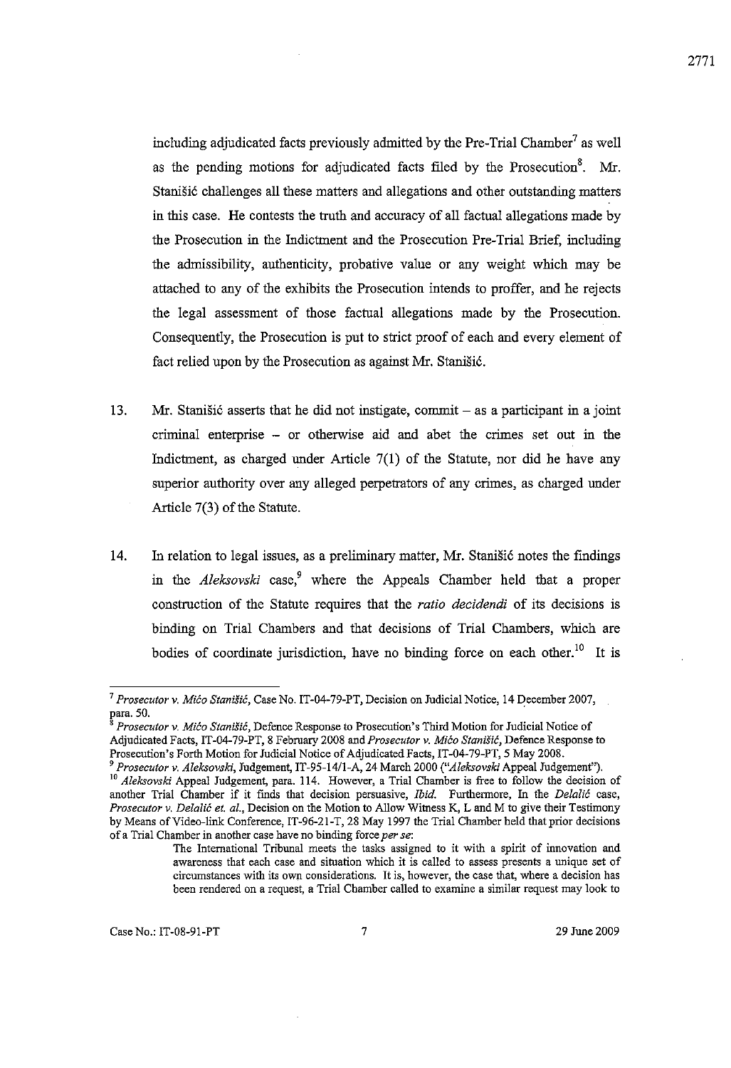including adjudicated facts previously admitted by the Pre-Trial Chamber[7] as well as the pending motions for adjudicated facts filed by the Prosecution[8]. Mr. Stanišić challenges all these matters and allegations and other outstanding matters in this case. He contests the truth and accuracy of all factual allegations made by the Prosecution in the Indictment and the Prosecution Pre-Trial Brief, including the admissibility, authenticity, probative value or any weight which may be attached to any of the exhibits the Prosecution intends to proffer, and he rejects the legal assessment of those factual allegations made by the Prosecution. Consequently, the Prosecution is put to strict proof of each and every element of fact relied upon by the Prosecution as against Mr. Stanišić.

13. Mr. Stanišić asserts that he did not instigate, commit – as a participant in a joint criminal enterprise – or otherwise aid and abet the crimes set out in the Indictment, as charged under Article 7(1) of the Statute, nor did he have any superior authority over any alleged perpetrators of any crimes, as charged under Article 7(3) of the Statute.

14. In relation to legal issues, as a preliminary matter, Mr. Stanišić notes the findings in the *Aleksovski* case,[9] where the Appeals Chamber held that a proper construction of the Statute requires that the *ratio decidendi* of its decisions is binding on Trial Chambers and that decisions of Trial Chambers, which are bodies of coordinate jurisdiction, have no binding force on each other.[10] It is

---

[7] *Prosecutor v. Mićo Stanišić*, Case No. IT-04-79-PT, Decision on Judicial Notice, 14 December 2007, para. 50.

[8] *Prosecutor v. Mićo Stanišić*, Defence Response to Prosecution's Third Motion for Judicial Notice of Adjudicated Facts, IT-04-79-PT, 8 February 2008 and *Prosecutor v. Mićo Stanišić*, Defence Response to Prosecution's Forth Motion for Judicial Notice of Adjudicated Facts, IT-04-79-PT, 5 May 2008.

[9] *Prosecutor v. Aleksovski*, Judgement, IT-95-14/1-A, 24 March 2000 ("*Aleksovski* Appeal Judgement").

[10] *Aleksovski* Appeal Judgement, para. 114. However, a Trial Chamber is free to follow the decision of another Trial Chamber if it finds that decision persuasive, *Ibid.* Furthermore, In the *Delalić* case, *Prosecutor v. Delalić et. al.*, Decision on the Motion to Allow Witness K, L and M to give their Testimony by Means of Video-link Conference, IT-96-21-T, 28 May 1997 the Trial Chamber held that prior decisions of a Trial Chamber in another case have no binding force *per se*:

> The International Tribunal meets the tasks assigned to it with a spirit of innovation and awareness that each case and situation which it is called to assess presents a unique set of circumstances with its own considerations. It is, however, the case that, where a decision has been rendered on a request, a Trial Chamber called to examine a similar request may look to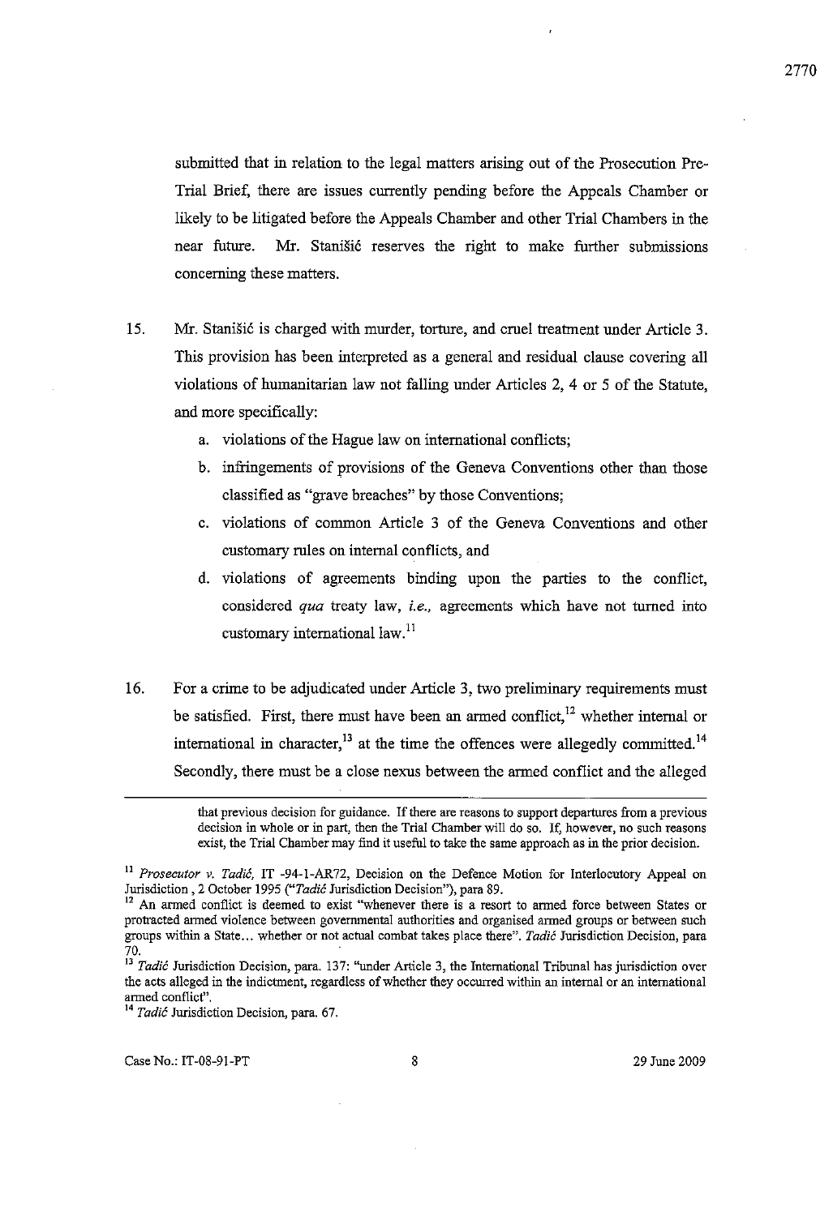submitted that in relation to the legal matters arising out of the Prosecution Pre-Trial Brief, there are issues currently pending before the Appeals Chamber or likely to be litigated before the Appeals Chamber and other Trial Chambers in the near future. Mr. Stanišić reserves the right to make further submissions concerning these matters.

15. Mr. Stanišić is charged with murder, torture, and cruel treatment under Article 3. This provision has been interpreted as a general and residual clause covering all violations of humanitarian law not falling under Articles 2, 4 or 5 of the Statute, and more specifically:

    a. violations of the Hague law on international conflicts;

    b. infringements of provisions of the Geneva Conventions other than those classified as "grave breaches" by those Conventions;

    c. violations of common Article 3 of the Geneva Conventions and other customary rules on internal conflicts, and

    d. violations of agreements binding upon the parties to the conflict, considered *qua* treaty law, *i.e.,* agreements which have not turned into customary international law.[11]

16. For a crime to be adjudicated under Article 3, two preliminary requirements must be satisfied. First, there must have been an armed conflict,[12] whether internal or international in character,[13] at the time the offences were allegedly committed.[14] Secondly, there must be a close nexus between the armed conflict and the alleged

---

that previous decision for guidance. If there are reasons to support departures from a previous decision in whole or in part, then the Trial Chamber will do so. If, however, no such reasons exist, the Trial Chamber may find it useful to take the same approach as in the prior decision.

[11] *Prosecutor v. Tadić,* IT -94-1-AR72, Decision on the Defence Motion for Interlocutory Appeal on Jurisdiction , 2 October 1995 ("*Tadić* Jurisdiction Decision"), para 89.

[12] An armed conflict is deemed to exist "whenever there is a resort to armed force between States or protracted armed violence between governmental authorities and organised armed groups or between such groups within a State... whether or not actual combat takes place there". *Tadić* Jurisdiction Decision, para 70.

[13] *Tadić* Jurisdiction Decision, para. 137: "under Article 3, the International Tribunal has jurisdiction over the acts alleged in the indictment, regardless of whether they occurred within an internal or an international armed conflict".

[14] *Tadić* Jurisdiction Decision, para. 67.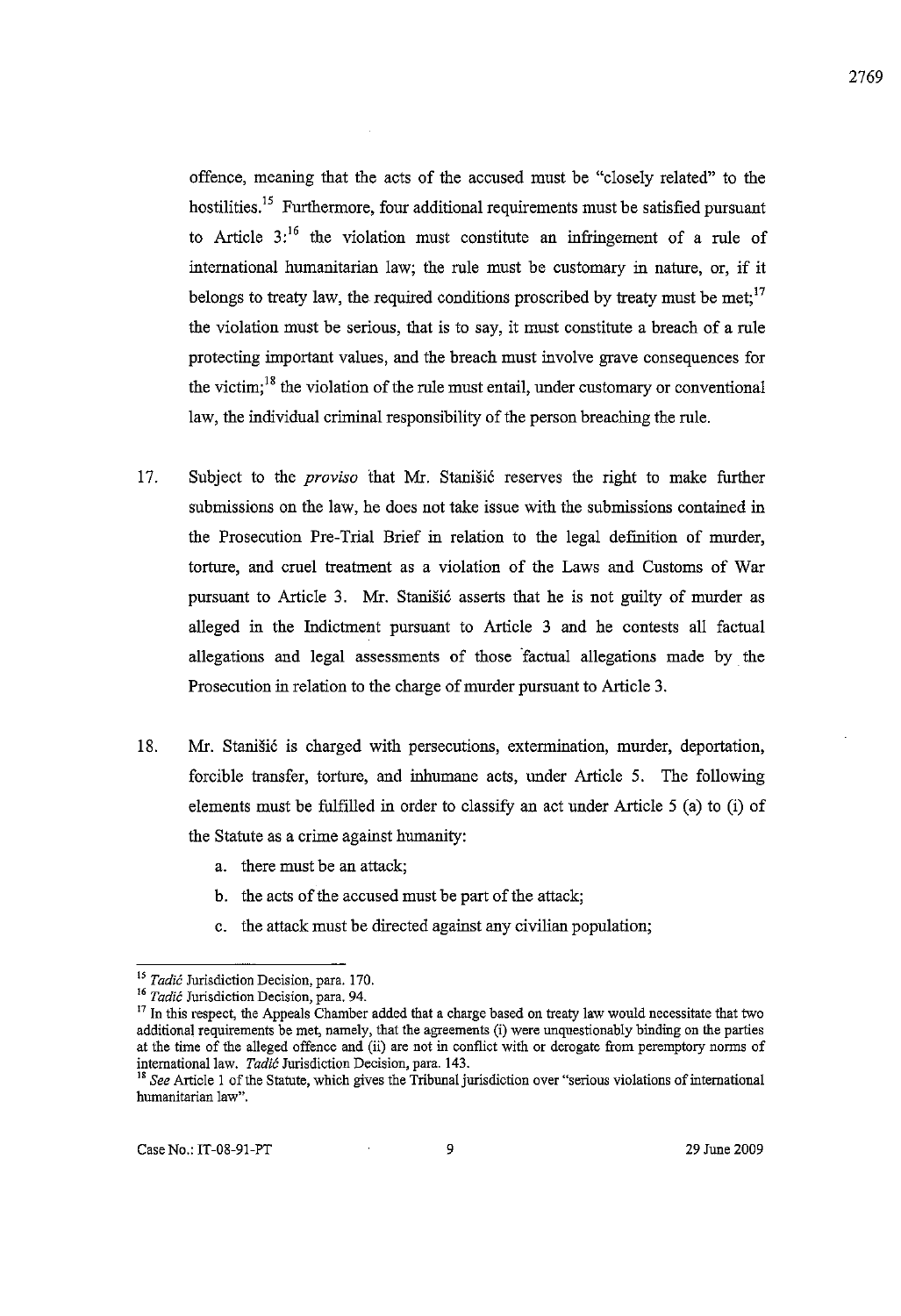offence, meaning that the acts of the accused must be "closely related" to the hostilities.[15] Furthermore, four additional requirements must be satisfied pursuant to Article 3:[16] the violation must constitute an infringement of a rule of international humanitarian law; the rule must be customary in nature, or, if it belongs to treaty law, the required conditions proscribed by treaty must be met;[17] the violation must be serious, that is to say, it must constitute a breach of a rule protecting important values, and the breach must involve grave consequences for the victim;[18] the violation of the rule must entail, under customary or conventional law, the individual criminal responsibility of the person breaching the rule.

17. Subject to the *proviso* that Mr. Stanišić reserves the right to make further submissions on the law, he does not take issue with the submissions contained in the Prosecution Pre-Trial Brief in relation to the legal definition of murder, torture, and cruel treatment as a violation of the Laws and Customs of War pursuant to Article 3. Mr. Stanišić asserts that he is not guilty of murder as alleged in the Indictment pursuant to Article 3 and he contests all factual allegations and legal assessments of those factual allegations made by the Prosecution in relation to the charge of murder pursuant to Article 3.

18. Mr. Stanišić is charged with persecutions, extermination, murder, deportation, forcible transfer, torture, and inhumane acts, under Article 5. The following elements must be fulfilled in order to classify an act under Article 5 (a) to (i) of the Statute as a crime against humanity:

   a. there must be an attack;
   b. the acts of the accused must be part of the attack;
   c. the attack must be directed against any civilian population;

---

[15] *Tadić* Jurisdiction Decision, para. 170.

[16] *Tadić* Jurisdiction Decision, para. 94.

[17] In this respect, the Appeals Chamber added that a charge based on treaty law would necessitate that two additional requirements be met, namely, that the agreements (i) were unquestionably binding on the parties at the time of the alleged offence and (ii) are not in conflict with or derogate from peremptory norms of international law. *Tadić* Jurisdiction Decision, para. 143.

[18] *See* Article 1 of the Statute, which gives the Tribunal jurisdiction over "serious violations of international humanitarian law".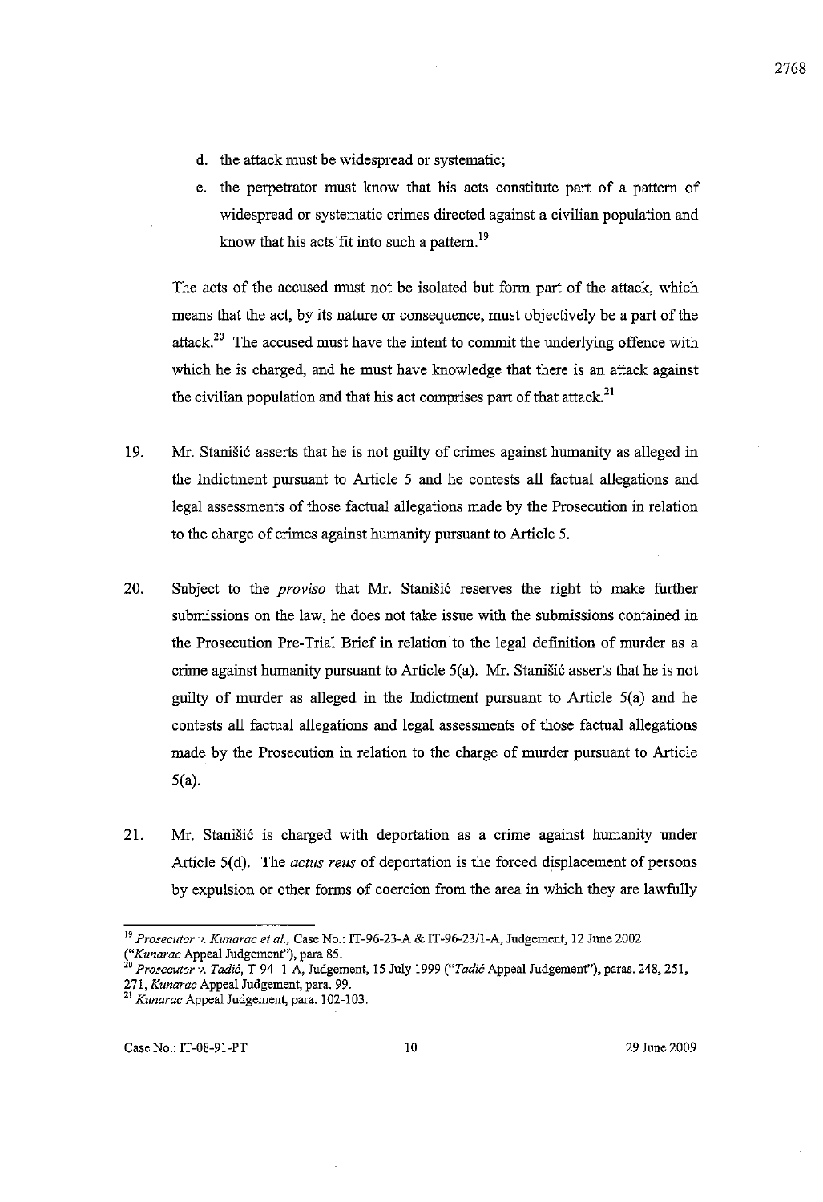d. the attack must be widespread or systematic;

e. the perpetrator must know that his acts constitute part of a pattern of widespread or systematic crimes directed against a civilian population and know that his acts fit into such a pattern.[19]

The acts of the accused must not be isolated but form part of the attack, which means that the act, by its nature or consequence, must objectively be a part of the attack.[20] The accused must have the intent to commit the underlying offence with which he is charged, and he must have knowledge that there is an attack against the civilian population and that his act comprises part of that attack.[21]

19. Mr. Stanišić asserts that he is not guilty of crimes against humanity as alleged in the Indictment pursuant to Article 5 and he contests all factual allegations and legal assessments of those factual allegations made by the Prosecution in relation to the charge of crimes against humanity pursuant to Article 5.

20. Subject to the *proviso* that Mr. Stanišić reserves the right to make further submissions on the law, he does not take issue with the submissions contained in the Prosecution Pre-Trial Brief in relation to the legal definition of murder as a crime against humanity pursuant to Article 5(a). Mr. Stanišić asserts that he is not guilty of murder as alleged in the Indictment pursuant to Article 5(a) and he contests all factual allegations and legal assessments of those factual allegations made by the Prosecution in relation to the charge of murder pursuant to Article 5(a).

21. Mr. Stanišić is charged with deportation as a crime against humanity under Article 5(d). The *actus reus* of deportation is the forced displacement of persons by expulsion or other forms of coercion from the area in which they are lawfully

---

[19] *Prosecutor v. Kunarac et al.,* Case No.: IT-96-23-A & IT-96-23/1-A, Judgement, 12 June 2002 ("*Kunarac* Appeal Judgement"), para 85.

[20] *Prosecutor v. Tadić*, T-94- 1-A, Judgement, 15 July 1999 ("*Tadić* Appeal Judgement"), paras. 248, 251, 271, *Kunarac* Appeal Judgement, para. 99.

[21] *Kunarac* Appeal Judgement, para. 102-103.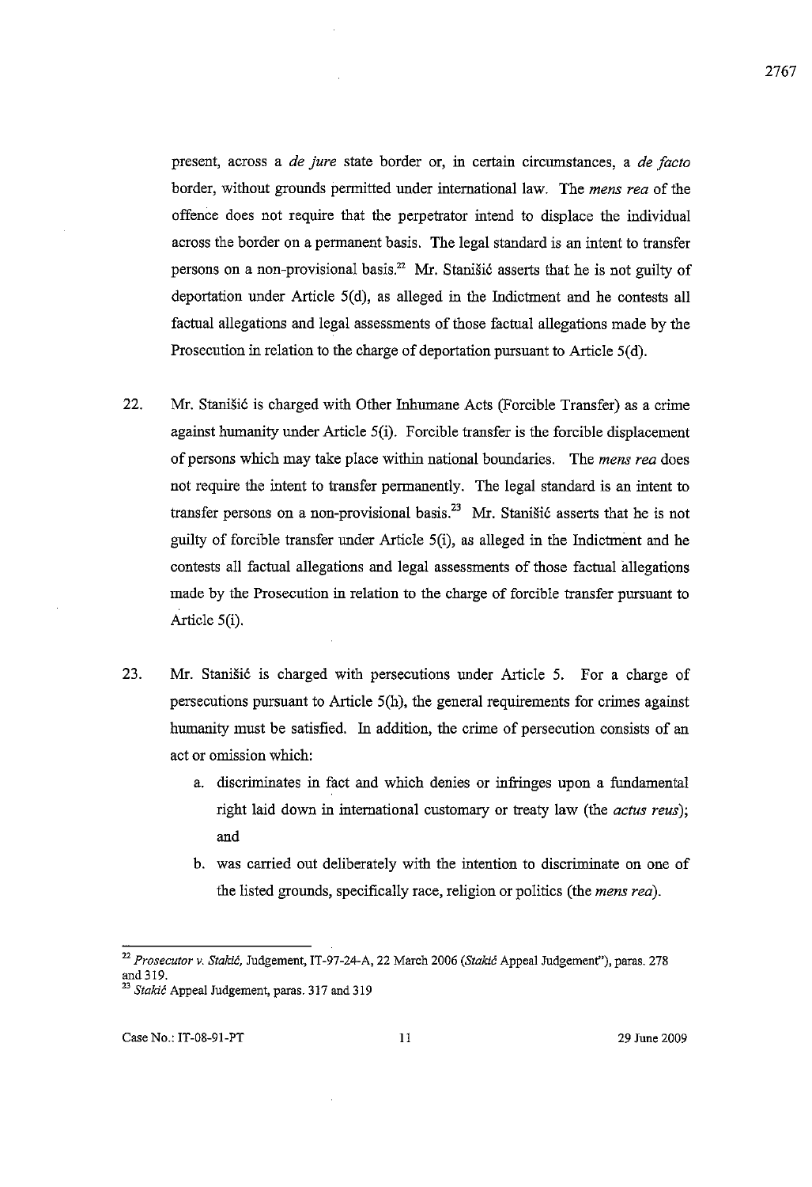present, across a *de jure* state border or, in certain circumstances, a *de facto* border, without grounds permitted under international law. The *mens rea* of the offence does not require that the perpetrator intend to displace the individual across the border on a permanent basis. The legal standard is an intent to transfer persons on a non-provisional basis.[22] Mr. Stanišić asserts that he is not guilty of deportation under Article 5(d), as alleged in the Indictment and he contests all factual allegations and legal assessments of those factual allegations made by the Prosecution in relation to the charge of deportation pursuant to Article 5(d).

22. Mr. Stanišić is charged with Other Inhumane Acts (Forcible Transfer) as a crime against humanity under Article 5(i). Forcible transfer is the forcible displacement of persons which may take place within national boundaries. The *mens rea* does not require the intent to transfer permanently. The legal standard is an intent to transfer persons on a non-provisional basis.[23] Mr. Stanišić asserts that he is not guilty of forcible transfer under Article 5(i), as alleged in the Indictment and he contests all factual allegations and legal assessments of those factual allegations made by the Prosecution in relation to the charge of forcible transfer pursuant to Article 5(i).

23. Mr. Stanišić is charged with persecutions under Article 5. For a charge of persecutions pursuant to Article 5(h), the general requirements for crimes against humanity must be satisfied. In addition, the crime of persecution consists of an act or omission which:

    a. discriminates in fact and which denies or infringes upon a fundamental right laid down in international customary or treaty law (the *actus reus*); and

    b. was carried out deliberately with the intention to discriminate on one of the listed grounds, specifically race, religion or politics (the *mens rea*).

---

[22] *Prosecutor v. Stakić*, Judgement, IT-97-24-A, 22 March 2006 (*Stakić* Appeal Judgement"), paras. 278 and 319.

[23] *Stakić* Appeal Judgement, paras. 317 and 319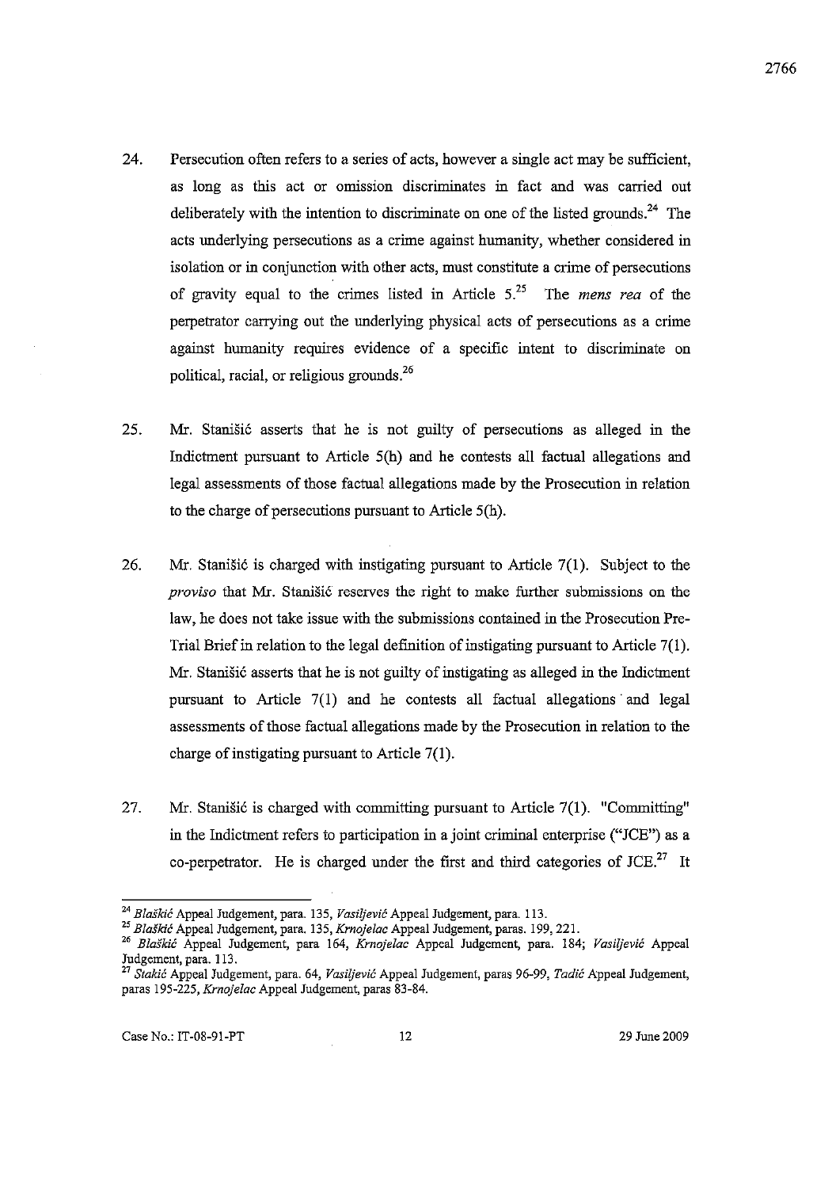24. Persecution often refers to a series of acts, however a single act may be sufficient, as long as this act or omission discriminates in fact and was carried out deliberately with the intention to discriminate on one of the listed grounds.[24] The acts underlying persecutions as a crime against humanity, whether considered in isolation or in conjunction with other acts, must constitute a crime of persecutions of gravity equal to the crimes listed in Article 5.[25] The *mens rea* of the perpetrator carrying out the underlying physical acts of persecutions as a crime against humanity requires evidence of a specific intent to discriminate on political, racial, or religious grounds.[26]

25. Mr. Stanišić asserts that he is not guilty of persecutions as alleged in the Indictment pursuant to Article 5(h) and he contests all factual allegations and legal assessments of those factual allegations made by the Prosecution in relation to the charge of persecutions pursuant to Article 5(h).

26. Mr. Stanišić is charged with instigating pursuant to Article 7(1). Subject to the *proviso* that Mr. Stanišić reserves the right to make further submissions on the law, he does not take issue with the submissions contained in the Prosecution Pre-Trial Brief in relation to the legal definition of instigating pursuant to Article 7(1). Mr. Stanišić asserts that he is not guilty of instigating as alleged in the Indictment pursuant to Article 7(1) and he contests all factual allegations and legal assessments of those factual allegations made by the Prosecution in relation to the charge of instigating pursuant to Article 7(1).

27. Mr. Stanišić is charged with committing pursuant to Article 7(1). "Committing" in the Indictment refers to participation in a joint criminal enterprise ("JCE") as a co-perpetrator. He is charged under the first and third categories of JCE.[27] It

---

[24] *Blaškić* Appeal Judgement, para. 135, *Vasiljević* Appeal Judgement, para. 113.

[25] *Blaškić* Appeal Judgement, para. 135, *Krnojelac* Appeal Judgement, paras. 199, 221.

[26] *Blaškić* Appeal Judgement, para 164, *Krnojelac* Appeal Judgement, para. 184; *Vasiljević* Appeal Judgement, para. 113.

[27] *Stakić* Appeal Judgement, para. 64, *Vasiljević* Appeal Judgement, paras 96-99, *Tadić* Appeal Judgement, paras 195-225, *Krnojelac* Appeal Judgement, paras 83-84.

Case No.: IT-08-91-PT 29 June 2009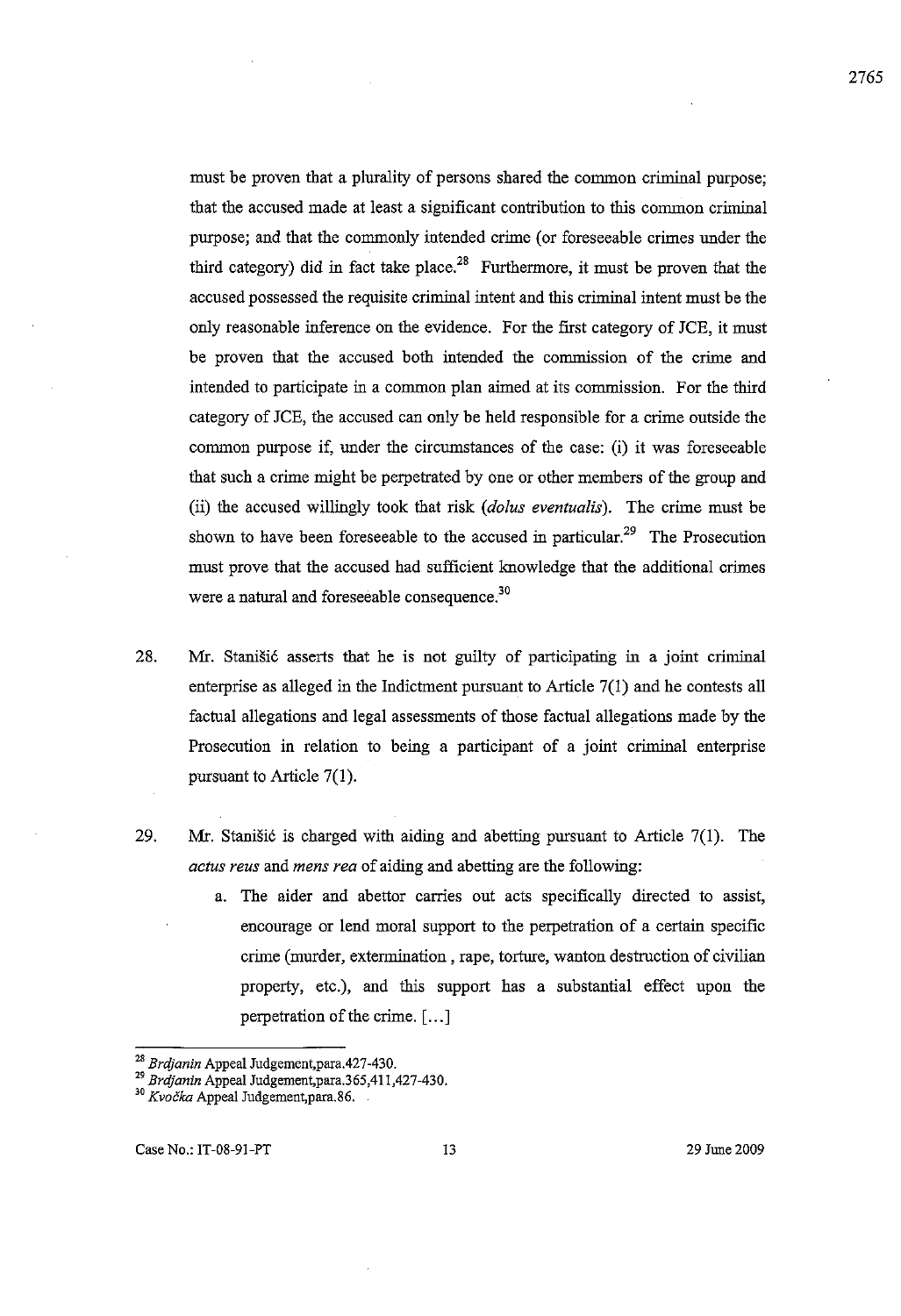must be proven that a plurality of persons shared the common criminal purpose; that the accused made at least a significant contribution to this common criminal purpose; and that the commonly intended crime (or foreseeable crimes under the third category) did in fact take place.[28] Furthermore, it must be proven that the accused possessed the requisite criminal intent and this criminal intent must be the only reasonable inference on the evidence. For the first category of JCE, it must be proven that the accused both intended the commission of the crime and intended to participate in a common plan aimed at its commission. For the third category of JCE, the accused can only be held responsible for a crime outside the common purpose if, under the circumstances of the case: (i) it was foreseeable that such a crime might be perpetrated by one or other members of the group and (ii) the accused willingly took that risk (*dolus eventualis*). The crime must be shown to have been foreseeable to the accused in particular.[29] The Prosecution must prove that the accused had sufficient knowledge that the additional crimes were a natural and foreseeable consequence.[30]

28. Mr. Stanišić asserts that he is not guilty of participating in a joint criminal enterprise as alleged in the Indictment pursuant to Article 7(1) and he contests all factual allegations and legal assessments of those factual allegations made by the Prosecution in relation to being a participant of a joint criminal enterprise pursuant to Article 7(1).

29. Mr. Stanišić is charged with aiding and abetting pursuant to Article 7(1). The *actus reus* and *mens rea* of aiding and abetting are the following:

    a. The aider and abettor carries out acts specifically directed to assist, encourage or lend moral support to the perpetration of a certain specific crime (murder, extermination , rape, torture, wanton destruction of civilian property, etc.), and this support has a substantial effect upon the perpetration of the crime. [...]

---

[28] *Brdjanin* Appeal Judgement,para.427-430.

[29] *Brdjanin* Appeal Judgement,para.365,411,427-430.

[30] *Kvočka* Appeal Judgement,para.86.

Case No.: IT-08-91-PT 29 June 2009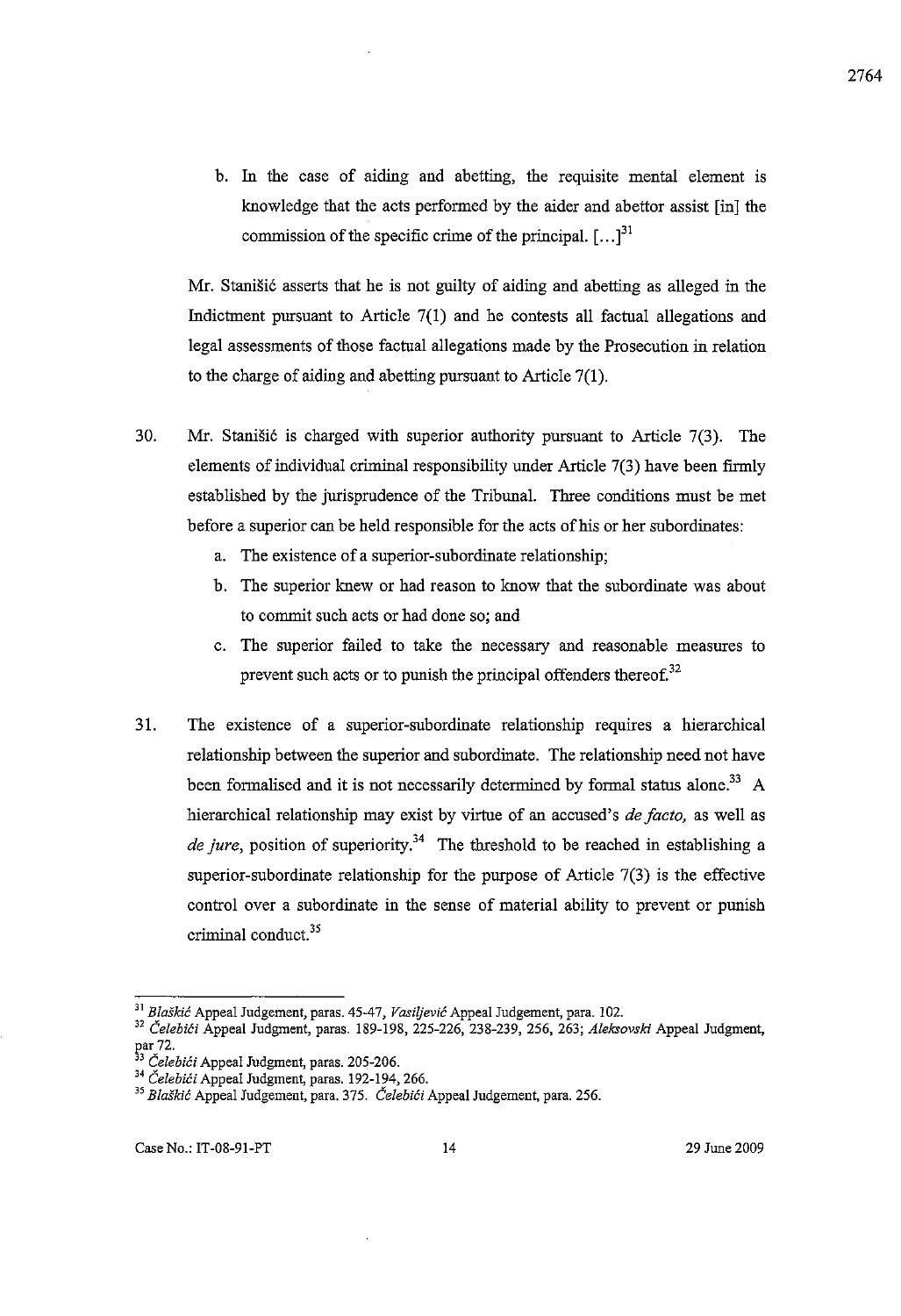b. In the case of aiding and abetting, the requisite mental element is knowledge that the acts performed by the aider and abettor assist [in] the commission of the specific crime of the principal. [...][31]

Mr. Stanišić asserts that he is not guilty of aiding and abetting as alleged in the Indictment pursuant to Article 7(1) and he contests all factual allegations and legal assessments of those factual allegations made by the Prosecution in relation to the charge of aiding and abetting pursuant to Article 7(1).

30. Mr. Stanišić is charged with superior authority pursuant to Article 7(3). The elements of individual criminal responsibility under Article 7(3) have been firmly established by the jurisprudence of the Tribunal. Three conditions must be met before a superior can be held responsible for the acts of his or her subordinates:

    a. The existence of a superior-subordinate relationship;
    b. The superior knew or had reason to know that the subordinate was about to commit such acts or had done so; and
    c. The superior failed to take the necessary and reasonable measures to prevent such acts or to punish the principal offenders thereof.[32]

31. The existence of a superior-subordinate relationship requires a hierarchical relationship between the superior and subordinate. The relationship need not have been formalised and it is not necessarily determined by formal status alone.[33] A hierarchical relationship may exist by virtue of an accused's *de facto,* as well as *de jure*, position of superiority.[34] The threshold to be reached in establishing a superior-subordinate relationship for the purpose of Article 7(3) is the effective control over a subordinate in the sense of material ability to prevent or punish criminal conduct.[35]

---

[31] *Blaškić* Appeal Judgement, paras. 45-47, *Vasiljević* Appeal Judgement, para. 102.

[32] *Čelebići* Appeal Judgment, paras. 189-198, 225-226, 238-239, 256, 263; *Aleksovski* Appeal Judgment, par 72.

[33] *Čelebići* Appeal Judgment, paras. 205-206.

[34] *Čelebići* Appeal Judgment, paras. 192-194, 266.

[35] *Blaškić* Appeal Judgement, para. 375. *Čelebići* Appeal Judgement, para. 256.

Case No.: IT-08-91-PT 29 June 2009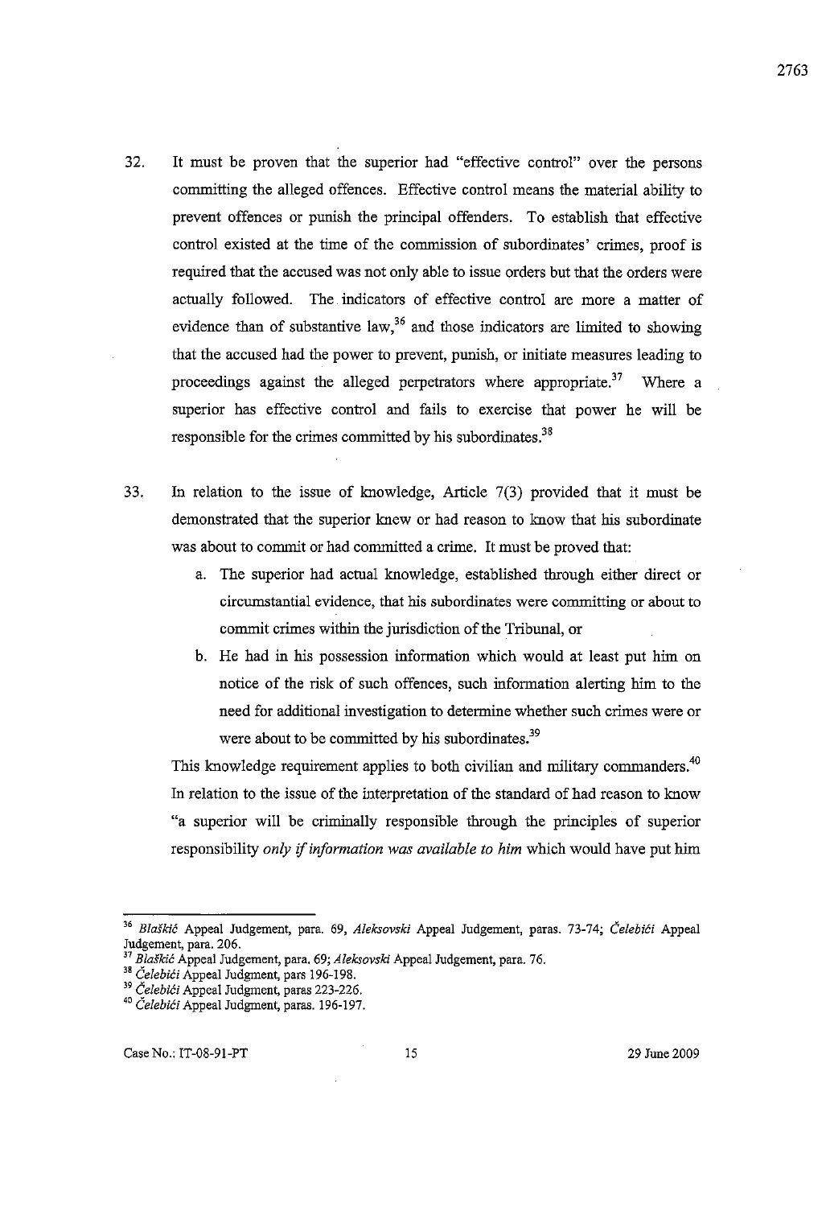32. It must be proven that the superior had "effective control" over the persons committing the alleged offences. Effective control means the material ability to prevent offences or punish the principal offenders. To establish that effective control existed at the time of the commission of subordinates' crimes, proof is required that the accused was not only able to issue orders but that the orders were actually followed. The indicators of effective control are more a matter of evidence than of substantive law,[36] and those indicators are limited to showing that the accused had the power to prevent, punish, or initiate measures leading to proceedings against the alleged perpetrators where appropriate.[37] Where a superior has effective control and fails to exercise that power he will be responsible for the crimes committed by his subordinates.[38]

33. In relation to the issue of knowledge, Article 7(3) provided that it must be demonstrated that the superior knew or had reason to know that his subordinate was about to commit or had committed a crime. It must be proved that:

    a. The superior had actual knowledge, established through either direct or circumstantial evidence, that his subordinates were committing or about to commit crimes within the jurisdiction of the Tribunal, or

    b. He had in his possession information which would at least put him on notice of the risk of such offences, such information alerting him to the need for additional investigation to determine whether such crimes were or were about to be committed by his subordinates.[39]

    This knowledge requirement applies to both civilian and military commanders.[40] In relation to the issue of the interpretation of the standard of had reason to know "a superior will be criminally responsible through the principles of superior responsibility *only if information was available to him* which would have put him

---

[36] *Blaškić* Appeal Judgement, para. 69, *Aleksovski* Appeal Judgement, paras. 73-74; *Čelebići* Appeal Judgement, para. 206.

[37] *Blaškić* Appeal Judgement, para. 69; *Aleksovski* Appeal Judgement, para. 76.

[38] *Čelebići* Appeal Judgment, pars 196-198.

[39] *Čelebići* Appeal Judgment, paras 223-226.

[40] *Čelebići* Appeal Judgment, paras. 196-197.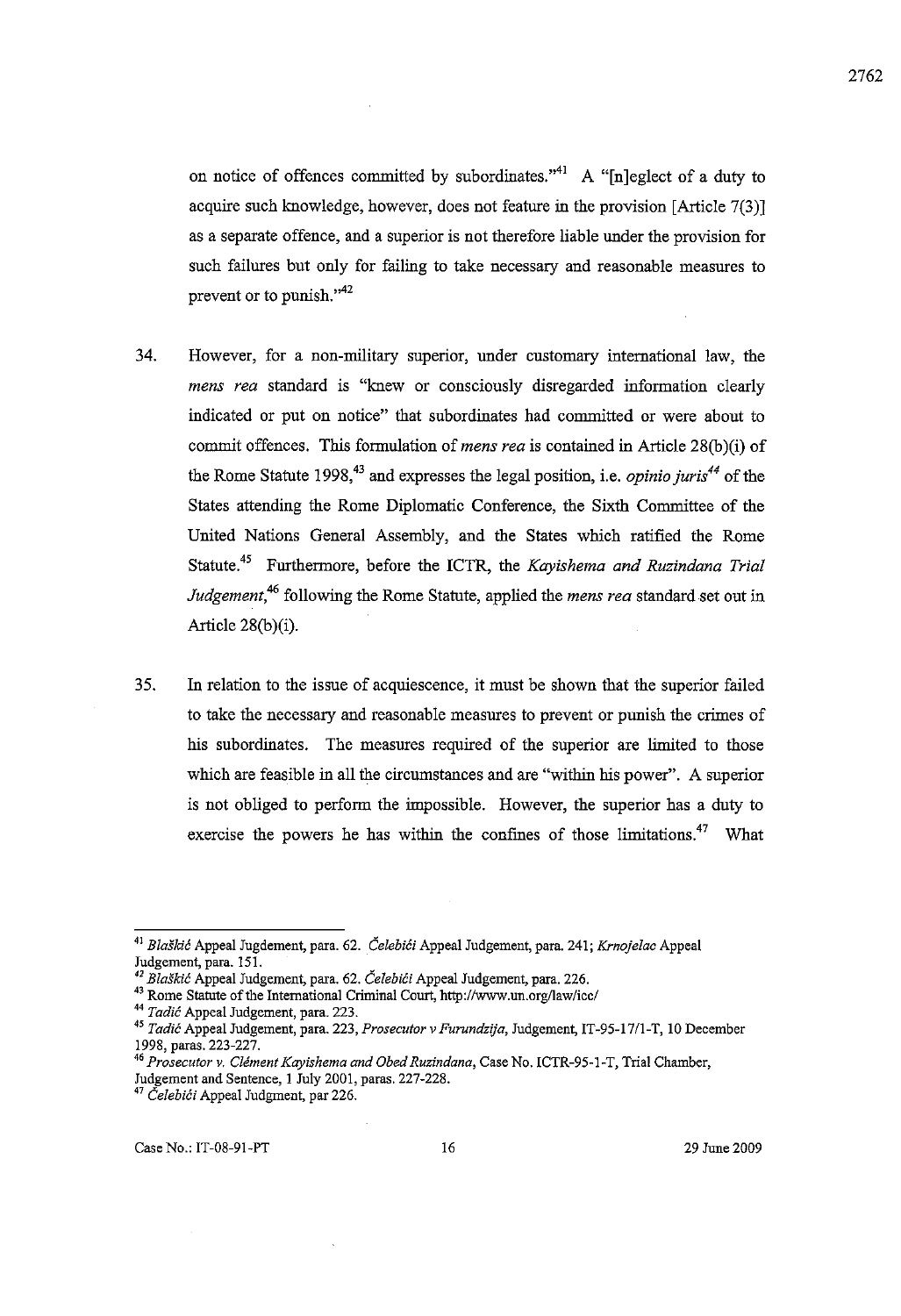on notice of offences committed by subordinates."[41] A "[n]eglect of a duty to acquire such knowledge, however, does not feature in the provision [Article 7(3)] as a separate offence, and a superior is not therefore liable under the provision for such failures but only for failing to take necessary and reasonable measures to prevent or to punish."[42]

34. However, for a non-military superior, under customary international law, the *mens rea* standard is "knew or consciously disregarded information clearly indicated or put on notice" that subordinates had committed or were about to commit offences. This formulation of *mens rea* is contained in Article 28(b)(i) of the Rome Statute 1998,[43] and expresses the legal position, i.e. *opinio juris*[44] of the States attending the Rome Diplomatic Conference, the Sixth Committee of the United Nations General Assembly, and the States which ratified the Rome Statute.[45] Furthermore, before the ICTR, the *Kayishema and Ruzindana Trial Judgement*,[46] following the Rome Statute, applied the *mens rea* standard set out in Article 28(b)(i).

35. In relation to the issue of acquiescence, it must be shown that the superior failed to take the necessary and reasonable measures to prevent or punish the crimes of his subordinates. The measures required of the superior are limited to those which are feasible in all the circumstances and are "within his power". A superior is not obliged to perform the impossible. However, the superior has a duty to exercise the powers he has within the confines of those limitations.[47] What

---

[41] *Blaškić* Appeal Jugdement, para. 62. *Čelebići* Appeal Judgement, para. 241; *Krnojelac* Appeal Judgement, para. 151.

[42] *Blaškić* Appeal Judgement, para. 62. *Čelebići* Appeal Judgement, para. 226.

[43] Rome Statute of the International Criminal Court, http://www.un.org/law/icc/

[44] *Tadić* Appeal Judgement, para. 223.

[45] *Tadić* Appeal Judgement, para. 223, *Prosecutor v Furundzija*, Judgement, IT-95-17/1-T, 10 December 1998, paras. 223-227.

[46] *Prosecutor v. Clément Kayishema and Obed Ruzindana*, Case No. ICTR-95-1-T, Trial Chamber, Judgement and Sentence, 1 July 2001, paras. 227-228.

[47] *Čelebići* Appeal Judgment, par 226.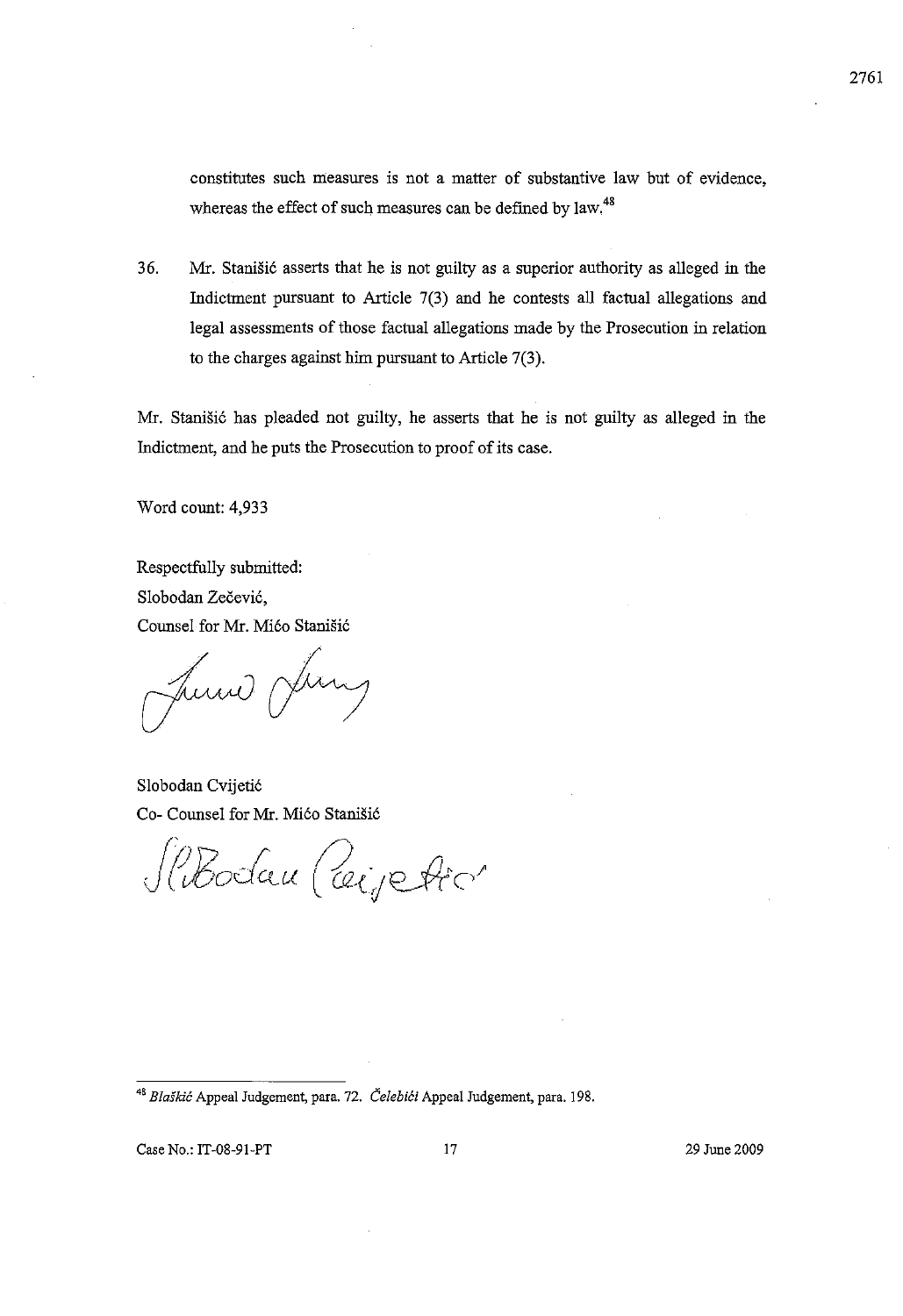constitutes such measures is not a matter of substantive law but of evidence, whereas the effect of such measures can be defined by law.[48]

36. Mr. Stanišić asserts that he is not guilty as a superior authority as alleged in the Indictment pursuant to Article 7(3) and he contests all factual allegations and legal assessments of those factual allegations made by the Prosecution in relation to the charges against him pursuant to Article 7(3).

Mr. Stanišić has pleaded not guilty, he asserts that he is not guilty as alleged in the Indictment, and he puts the Prosecution to proof of its case.

Word count: 4,933

Respectfully submitted:
Slobodan Zečević,
Counsel for Mr. Mićo Stanišić

Slobodan Cvijetić
Co- Counsel for Mr. Mićo Stanišić

---

[48] *Blaškić* Appeal Judgement, para. 72. *Čelebići* Appeal Judgement, para. 198.

Case No.: IT-08-91-PT    29 June 2009